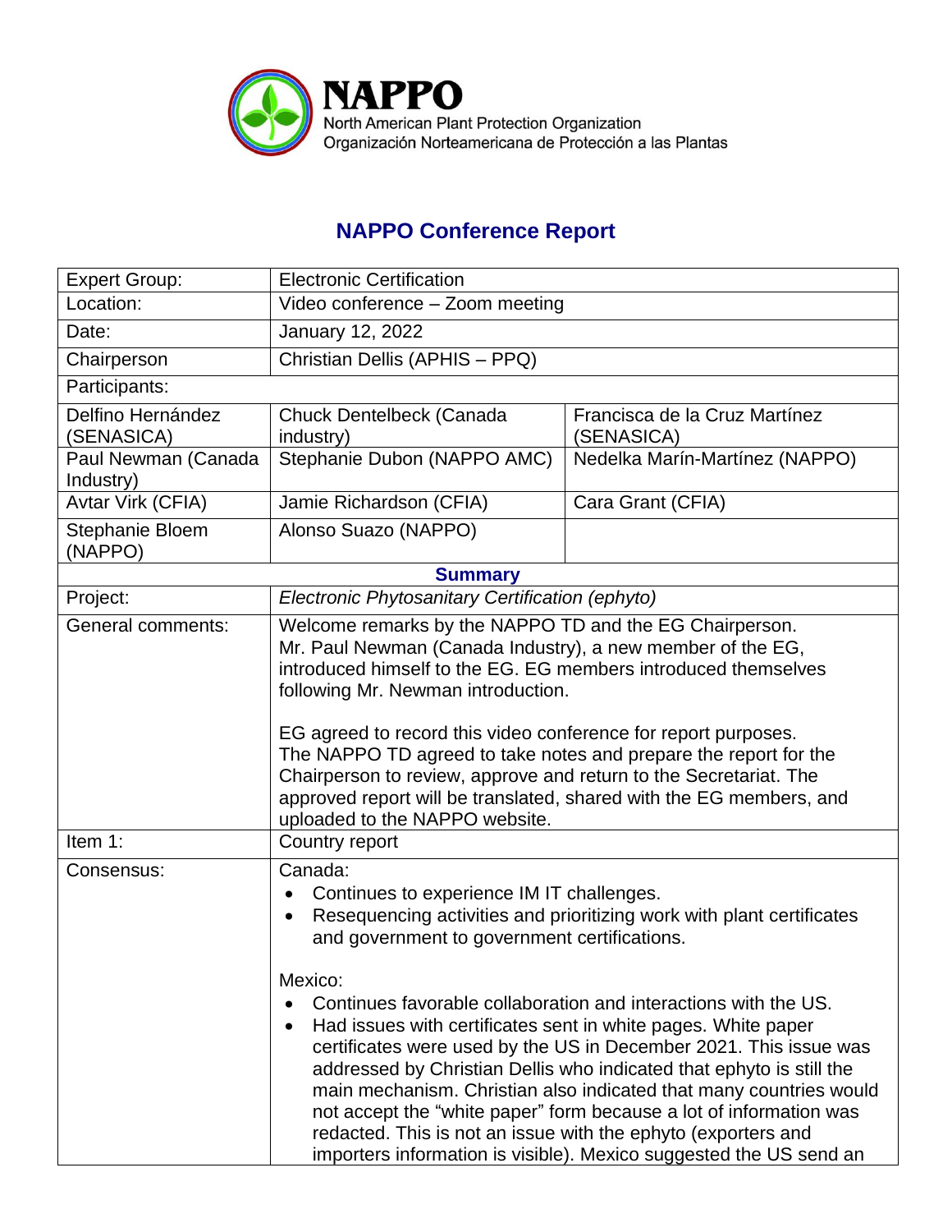**NAPPO**
North American Plant Protection Organization
Organización Norteamericana de Protección a las Plantas

## NAPPO Conference Report

| Expert Group: | Electronic Certification | |
|---|---|---|
| Location: | Video conference – Zoom meeting | |
| Date: | January 12, 2022 | |
| Chairperson | Christian Dellis (APHIS – PPQ) | |
| Participants: | | |
| Delfino Hernández (SENASICA) | Chuck Dentelbeck (Canada industry) | Francisca de la Cruz Martínez (SENASICA) |
| Paul Newman (Canada Industry) | Stephanie Dubon (NAPPO AMC) | Nedelka Marín-Martínez (NAPPO) |
| Avtar Virk (CFIA) | Jamie Richardson (CFIA) | Cara Grant (CFIA) |
| Stephanie Bloem (NAPPO) | Alonso Suazo (NAPPO) | |
| **Summary** | | |
| Project: | *Electronic Phytosanitary Certification (ephyto)* | |
| General comments: | Welcome remarks by the NAPPO TD and the EG Chairperson. Mr. Paul Newman (Canada Industry), a new member of the EG, introduced himself to the EG. EG members introduced themselves following Mr. Newman introduction.<br><br>EG agreed to record this video conference for report purposes. The NAPPO TD agreed to take notes and prepare the report for the Chairperson to review, approve and return to the Secretariat. The approved report will be translated, shared with the EG members, and uploaded to the NAPPO website. | |
| Item 1: | Country report | |
| Consensus: | Canada:<br>• Continues to experience IM IT challenges.<br>• Resequencing activities and prioritizing work with plant certificates and government to government certifications.<br><br>Mexico:<br>• Continues favorable collaboration and interactions with the US.<br>• Had issues with certificates sent in white pages. White paper certificates were used by the US in December 2021. This issue was addressed by Christian Dellis who indicated that ephyto is still the main mechanism. Christian also indicated that many countries would not accept the "white paper" form because a lot of information was redacted. This is not an issue with the ephyto (exporters and importers information is visible). Mexico suggested the US send an | |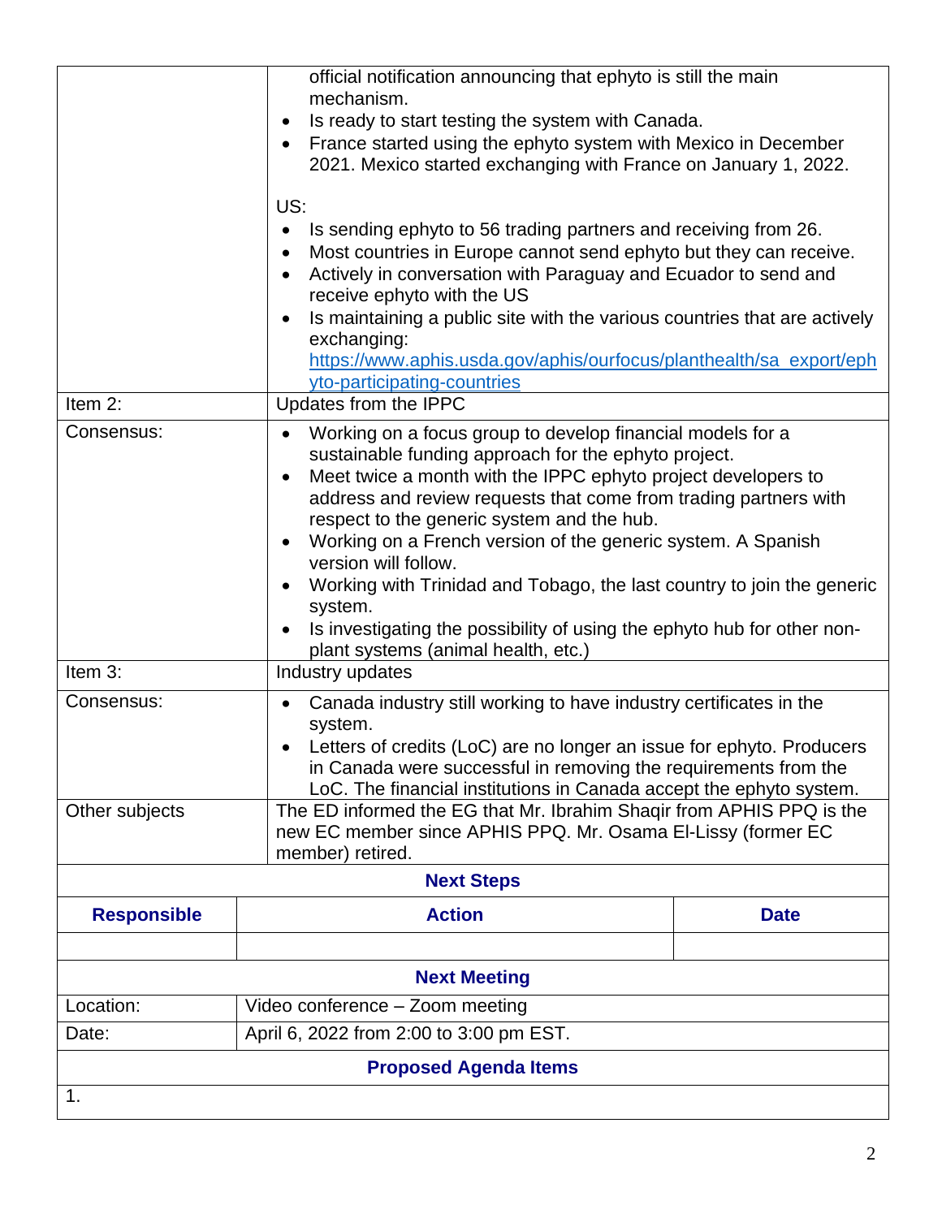| | |
|---|---|
| | official notification announcing that ephyto is still the main mechanism.<br>• Is ready to start testing the system with Canada.<br>• France started using the ephyto system with Mexico in December 2021. Mexico started exchanging with France on January 1, 2022.<br><br>US:<br>• Is sending ephyto to 56 trading partners and receiving from 26.<br>• Most countries in Europe cannot send ephyto but they can receive.<br>• Actively in conversation with Paraguay and Ecuador to send and receive ephyto with the US<br>• Is maintaining a public site with the various countries that are actively exchanging: https://www.aphis.usda.gov/aphis/ourfocus/planthealth/sa_export/ephyto-participating-countries |
| Item 2: | Updates from the IPPC |
| Consensus: | • Working on a focus group to develop financial models for a sustainable funding approach for the ephyto project.<br>• Meet twice a month with the IPPC ephyto project developers to address and review requests that come from trading partners with respect to the generic system and the hub.<br>• Working on a French version of the generic system. A Spanish version will follow.<br>• Working with Trinidad and Tobago, the last country to join the generic system.<br>• Is investigating the possibility of using the ephyto hub for other non-plant systems (animal health, etc.) |
| Item 3: | Industry updates |
| Consensus: | • Canada industry still working to have industry certificates in the system.<br>• Letters of credits (LoC) are no longer an issue for ephyto. Producers in Canada were successful in removing the requirements from the LoC. The financial institutions in Canada accept the ephyto system. |
| Other subjects | The ED informed the EG that Mr. Ibrahim Shaqir from APHIS PPQ is the new EC member since APHIS PPQ. Mr. Osama El-Lissy (former EC member) retired. |

**Next Steps**

| Responsible | Action | Date |
|---|---|---|
| | | |

**Next Meeting**

| | |
|---|---|
| Location: | Video conference – Zoom meeting |
| Date: | April 6, 2022 from 2:00 to 3:00 pm EST. |

**Proposed Agenda Items**

1.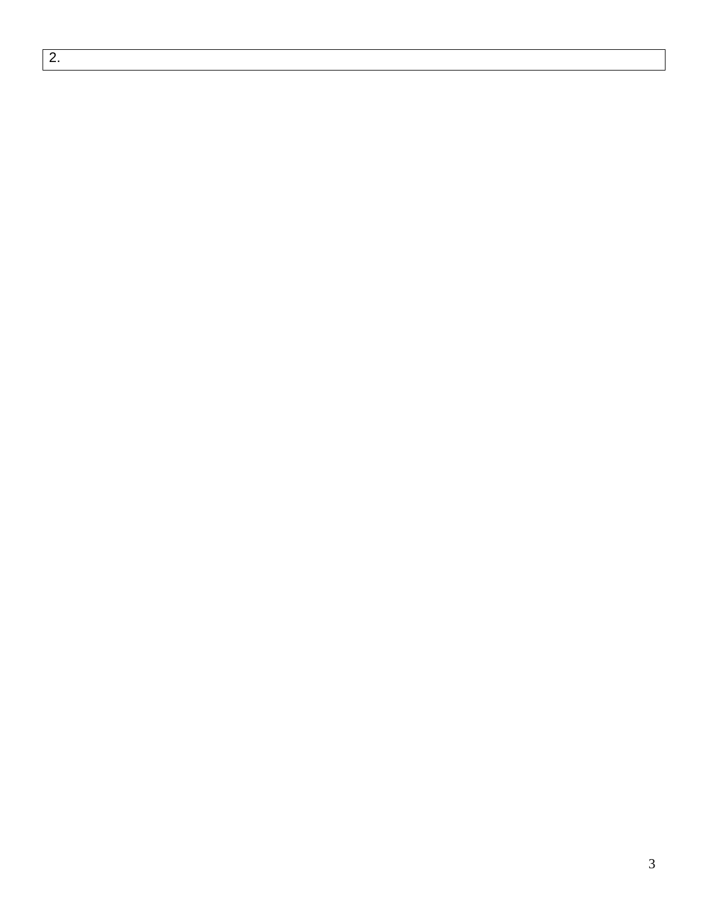| 2. |
| --- |